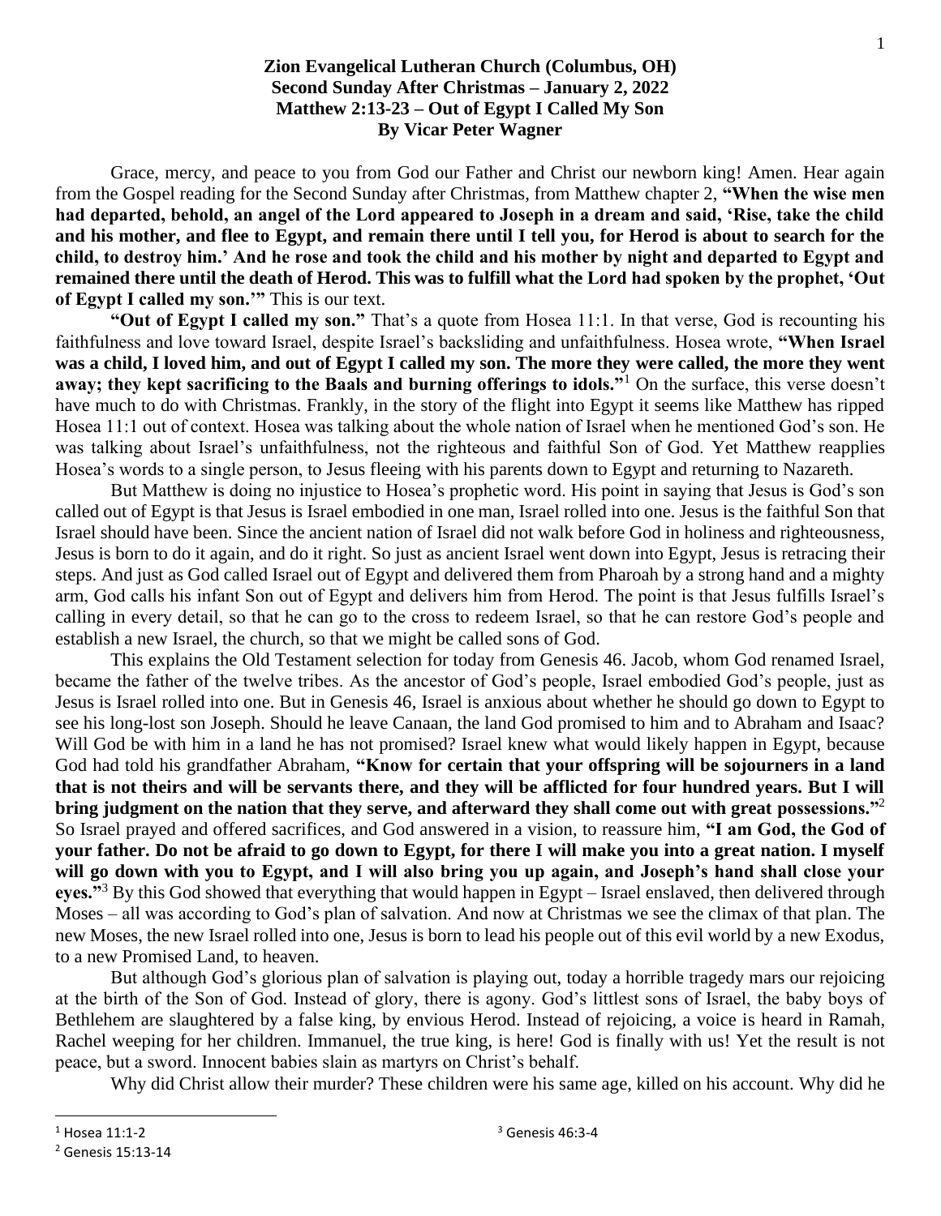**Zion Evangelical Lutheran Church (Columbus, OH)**
**Second Sunday After Christmas – January 2, 2022**
**Matthew 2:13-23 – Out of Egypt I Called My Son**
**By Vicar Peter Wagner**

Grace, mercy, and peace to you from God our Father and Christ our newborn king! Amen. Hear again from the Gospel reading for the Second Sunday after Christmas, from Matthew chapter 2, **"When the wise men had departed, behold, an angel of the Lord appeared to Joseph in a dream and said, 'Rise, take the child and his mother, and flee to Egypt, and remain there until I tell you, for Herod is about to search for the child, to destroy him.' And he rose and took the child and his mother by night and departed to Egypt and remained there until the death of Herod. This was to fulfill what the Lord had spoken by the prophet, 'Out of Egypt I called my son.'"** This is our text.

**"Out of Egypt I called my son."** That's a quote from Hosea 11:1. In that verse, God is recounting his faithfulness and love toward Israel, despite Israel's backsliding and unfaithfulness. Hosea wrote, **"When Israel was a child, I loved him, and out of Egypt I called my son. The more they were called, the more they went away; they kept sacrificing to the Baals and burning offerings to idols."**[1] On the surface, this verse doesn't have much to do with Christmas. Frankly, in the story of the flight into Egypt it seems like Matthew has ripped Hosea 11:1 out of context. Hosea was talking about the whole nation of Israel when he mentioned God's son. He was talking about Israel's unfaithfulness, not the righteous and faithful Son of God. Yet Matthew reapplies Hosea's words to a single person, to Jesus fleeing with his parents down to Egypt and returning to Nazareth.

But Matthew is doing no injustice to Hosea's prophetic word. His point in saying that Jesus is God's son called out of Egypt is that Jesus is Israel embodied in one man, Israel rolled into one. Jesus is the faithful Son that Israel should have been. Since the ancient nation of Israel did not walk before God in holiness and righteousness, Jesus is born to do it again, and do it right. So just as ancient Israel went down into Egypt, Jesus is retracing their steps. And just as God called Israel out of Egypt and delivered them from Pharoah by a strong hand and a mighty arm, God calls his infant Son out of Egypt and delivers him from Herod. The point is that Jesus fulfills Israel's calling in every detail, so that he can go to the cross to redeem Israel, so that he can restore God's people and establish a new Israel, the church, so that we might be called sons of God.

This explains the Old Testament selection for today from Genesis 46. Jacob, whom God renamed Israel, became the father of the twelve tribes. As the ancestor of God's people, Israel embodied God's people, just as Jesus is Israel rolled into one. But in Genesis 46, Israel is anxious about whether he should go down to Egypt to see his long-lost son Joseph. Should he leave Canaan, the land God promised to him and to Abraham and Isaac? Will God be with him in a land he has not promised? Israel knew what would likely happen in Egypt, because God had told his grandfather Abraham, **"Know for certain that your offspring will be sojourners in a land that is not theirs and will be servants there, and they will be afflicted for four hundred years. But I will bring judgment on the nation that they serve, and afterward they shall come out with great possessions."**[2] So Israel prayed and offered sacrifices, and God answered in a vision, to reassure him, **"I am God, the God of your father. Do not be afraid to go down to Egypt, for there I will make you into a great nation. I myself will go down with you to Egypt, and I will also bring you up again, and Joseph's hand shall close your eyes."**[3] By this God showed that everything that would happen in Egypt – Israel enslaved, then delivered through Moses – all was according to God's plan of salvation. And now at Christmas we see the climax of that plan. The new Moses, the new Israel rolled into one, Jesus is born to lead his people out of this evil world by a new Exodus, to a new Promised Land, to heaven.

But although God's glorious plan of salvation is playing out, today a horrible tragedy mars our rejoicing at the birth of the Son of God. Instead of glory, there is agony. God's littlest sons of Israel, the baby boys of Bethlehem are slaughtered by a false king, by envious Herod. Instead of rejoicing, a voice is heard in Ramah, Rachel weeping for her children. Immanuel, the true king, is here! God is finally with us! Yet the result is not peace, but a sword. Innocent babies slain as martyrs on Christ's behalf.

Why did Christ allow their murder? These children were his same age, killed on his account. Why did he

---

[1] Hosea 11:1-2

[2] Genesis 15:13-14

[3] Genesis 46:3-4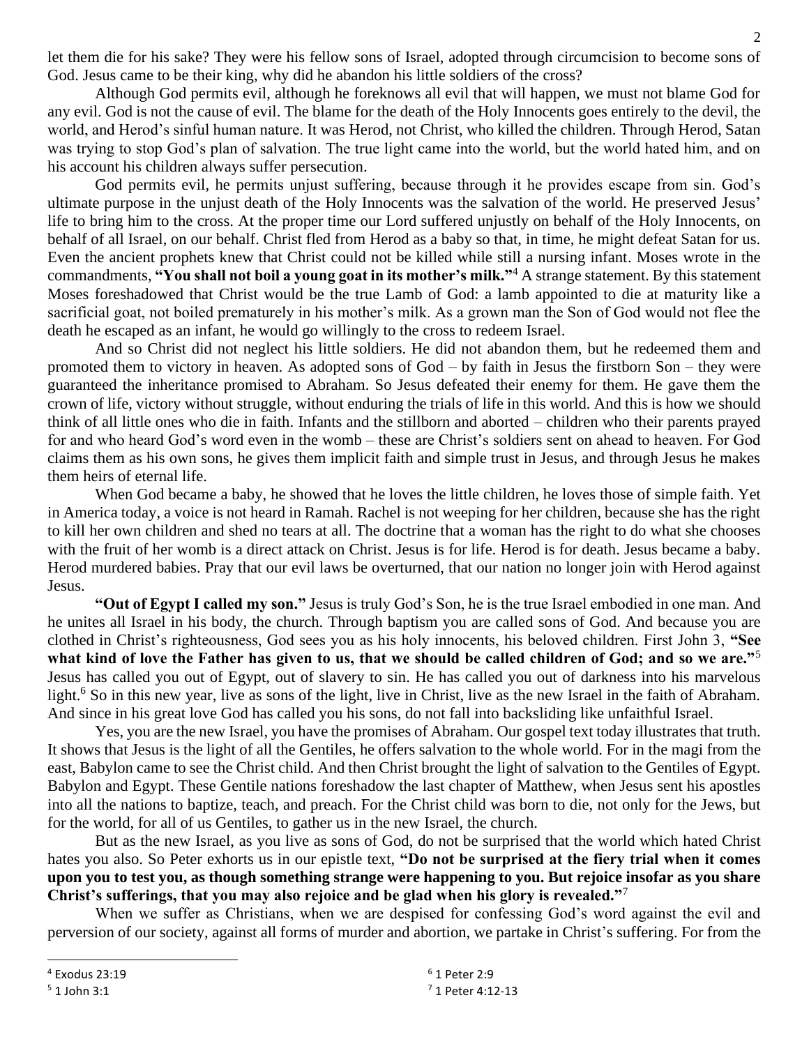let them die for his sake? They were his fellow sons of Israel, adopted through circumcision to become sons of God. Jesus came to be their king, why did he abandon his little soldiers of the cross?

Although God permits evil, although he foreknows all evil that will happen, we must not blame God for any evil. God is not the cause of evil. The blame for the death of the Holy Innocents goes entirely to the devil, the world, and Herod's sinful human nature. It was Herod, not Christ, who killed the children. Through Herod, Satan was trying to stop God's plan of salvation. The true light came into the world, but the world hated him, and on his account his children always suffer persecution.

God permits evil, he permits unjust suffering, because through it he provides escape from sin. God's ultimate purpose in the unjust death of the Holy Innocents was the salvation of the world. He preserved Jesus' life to bring him to the cross. At the proper time our Lord suffered unjustly on behalf of the Holy Innocents, on behalf of all Israel, on our behalf. Christ fled from Herod as a baby so that, in time, he might defeat Satan for us. Even the ancient prophets knew that Christ could not be killed while still a nursing infant. Moses wrote in the commandments, **"You shall not boil a young goat in its mother's milk."**[4] A strange statement. By this statement Moses foreshadowed that Christ would be the true Lamb of God: a lamb appointed to die at maturity like a sacrificial goat, not boiled prematurely in his mother's milk. As a grown man the Son of God would not flee the death he escaped as an infant, he would go willingly to the cross to redeem Israel.

And so Christ did not neglect his little soldiers. He did not abandon them, but he redeemed them and promoted them to victory in heaven. As adopted sons of God – by faith in Jesus the firstborn Son – they were guaranteed the inheritance promised to Abraham. So Jesus defeated their enemy for them. He gave them the crown of life, victory without struggle, without enduring the trials of life in this world. And this is how we should think of all little ones who die in faith. Infants and the stillborn and aborted – children who their parents prayed for and who heard God's word even in the womb – these are Christ's soldiers sent on ahead to heaven. For God claims them as his own sons, he gives them implicit faith and simple trust in Jesus, and through Jesus he makes them heirs of eternal life.

When God became a baby, he showed that he loves the little children, he loves those of simple faith. Yet in America today, a voice is not heard in Ramah. Rachel is not weeping for her children, because she has the right to kill her own children and shed no tears at all. The doctrine that a woman has the right to do what she chooses with the fruit of her womb is a direct attack on Christ. Jesus is for life. Herod is for death. Jesus became a baby. Herod murdered babies. Pray that our evil laws be overturned, that our nation no longer join with Herod against Jesus.

**"Out of Egypt I called my son."** Jesus is truly God's Son, he is the true Israel embodied in one man. And he unites all Israel in his body, the church. Through baptism you are called sons of God. And because you are clothed in Christ's righteousness, God sees you as his holy innocents, his beloved children. First John 3, **"See what kind of love the Father has given to us, that we should be called children of God; and so we are."**[5] Jesus has called you out of Egypt, out of slavery to sin. He has called you out of darkness into his marvelous light.[6] So in this new year, live as sons of the light, live in Christ, live as the new Israel in the faith of Abraham. And since in his great love God has called you his sons, do not fall into backsliding like unfaithful Israel.

Yes, you are the new Israel, you have the promises of Abraham. Our gospel text today illustrates that truth. It shows that Jesus is the light of all the Gentiles, he offers salvation to the whole world. For in the magi from the east, Babylon came to see the Christ child. And then Christ brought the light of salvation to the Gentiles of Egypt. Babylon and Egypt. These Gentile nations foreshadow the last chapter of Matthew, when Jesus sent his apostles into all the nations to baptize, teach, and preach. For the Christ child was born to die, not only for the Jews, but for the world, for all of us Gentiles, to gather us in the new Israel, the church.

But as the new Israel, as you live as sons of God, do not be surprised that the world which hated Christ hates you also. So Peter exhorts us in our epistle text, **"Do not be surprised at the fiery trial when it comes upon you to test you, as though something strange were happening to you. But rejoice insofar as you share Christ's sufferings, that you may also rejoice and be glad when his glory is revealed."**[7]

When we suffer as Christians, when we are despised for confessing God's word against the evil and perversion of our society, against all forms of murder and abortion, we partake in Christ's suffering. For from the

---

[4] Exodus 23:19

[5] 1 John 3:1

[6] 1 Peter 2:9

[7] 1 Peter 4:12-13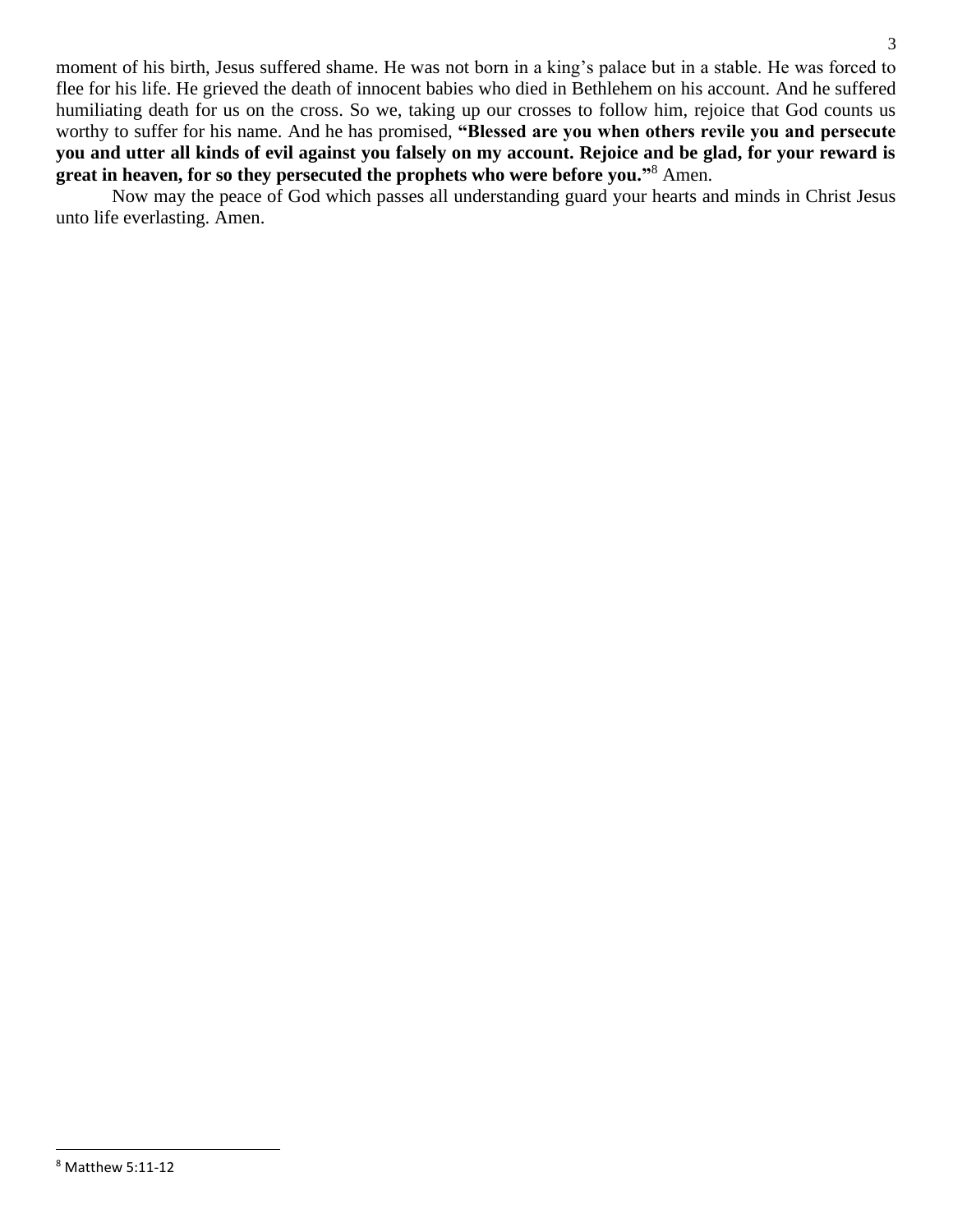moment of his birth, Jesus suffered shame. He was not born in a king's palace but in a stable. He was forced to flee for his life. He grieved the death of innocent babies who died in Bethlehem on his account. And he suffered humiliating death for us on the cross. So we, taking up our crosses to follow him, rejoice that God counts us worthy to suffer for his name. And he has promised, **"Blessed are you when others revile you and persecute you and utter all kinds of evil against you falsely on my account. Rejoice and be glad, for your reward is great in heaven, for so they persecuted the prophets who were before you."**[8] Amen.

Now may the peace of God which passes all understanding guard your hearts and minds in Christ Jesus unto life everlasting. Amen.

---

[8] Matthew 5:11-12